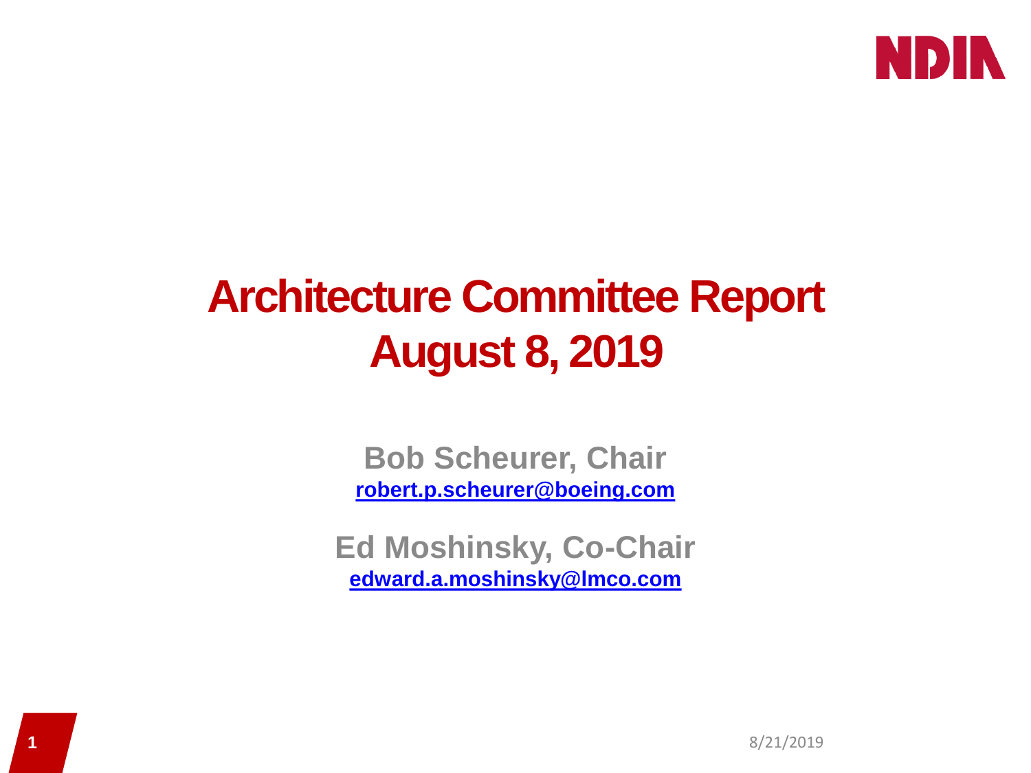NDIA

# Architecture Committee Report
# August 8, 2019

**Bob Scheurer, Chair**
**robert.p.scheurer@boeing.com**

**Ed Moshinsky, Co-Chair**
**edward.a.moshinsky@lmco.com**

8/21/2019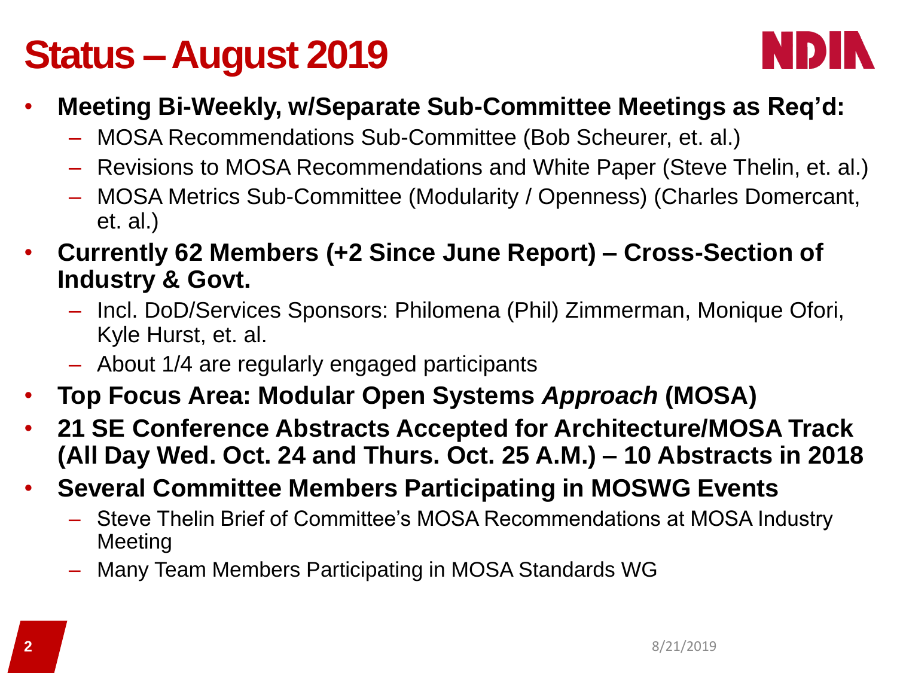# Status – August 2019

- **Meeting Bi-Weekly, w/Separate Sub-Committee Meetings as Req'd:**
  - MOSA Recommendations Sub-Committee (Bob Scheurer, et. al.)
  - Revisions to MOSA Recommendations and White Paper (Steve Thelin, et. al.)
  - MOSA Metrics Sub-Committee (Modularity / Openness) (Charles Domercant, et. al.)
- **Currently 62 Members (+2 Since June Report) – Cross-Section of Industry & Govt.**
  - Incl. DoD/Services Sponsors: Philomena (Phil) Zimmerman, Monique Ofori, Kyle Hurst, et. al.
  - About 1/4 are regularly engaged participants
- **Top Focus Area: Modular Open Systems *Approach* (MOSA)**
- **21 SE Conference Abstracts Accepted for Architecture/MOSA Track (All Day Wed. Oct. 24 and Thurs. Oct. 25 A.M.) – 10 Abstracts in 2018**
- **Several Committee Members Participating in MOSWG Events**
  - Steve Thelin Brief of Committee's MOSA Recommendations at MOSA Industry Meeting
  - Many Team Members Participating in MOSA Standards WG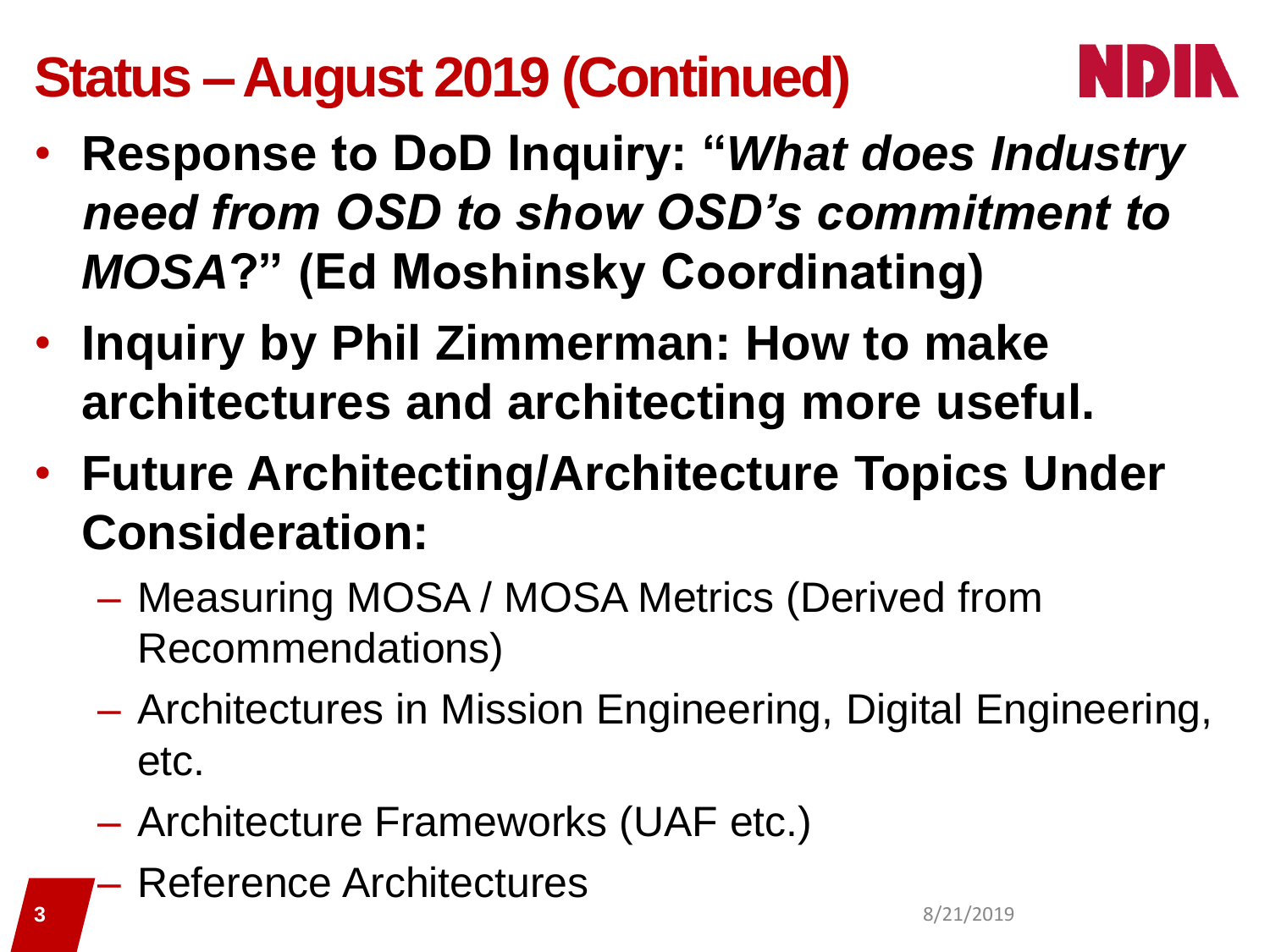# Status – August 2019 (Continued)

- **Response to DoD Inquiry: "*What does Industry need from OSD to show OSD's commitment to MOSA*?" (Ed Moshinsky Coordinating)**
- **Inquiry by Phil Zimmerman: How to make architectures and architecting more useful.**
- **Future Architecting/Architecture Topics Under Consideration:**
  - Measuring MOSA / MOSA Metrics (Derived from Recommendations)
  - Architectures in Mission Engineering, Digital Engineering, etc.
  - Architecture Frameworks (UAF etc.)
  - Reference Architectures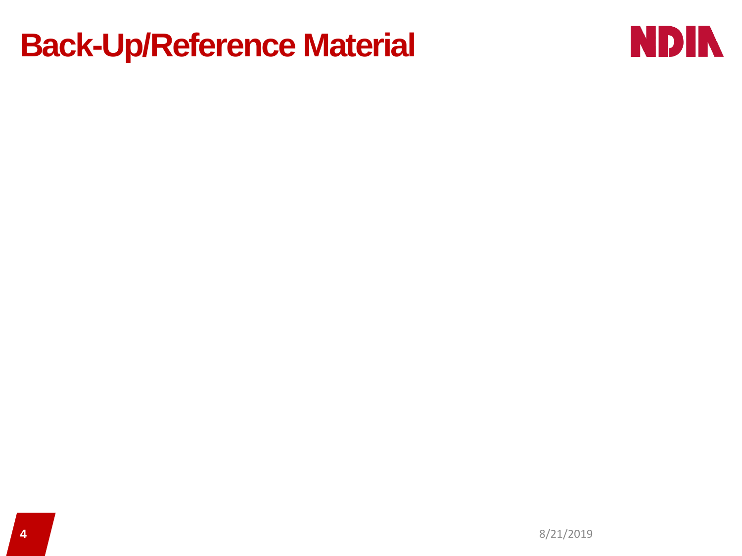# Back-Up/Reference Material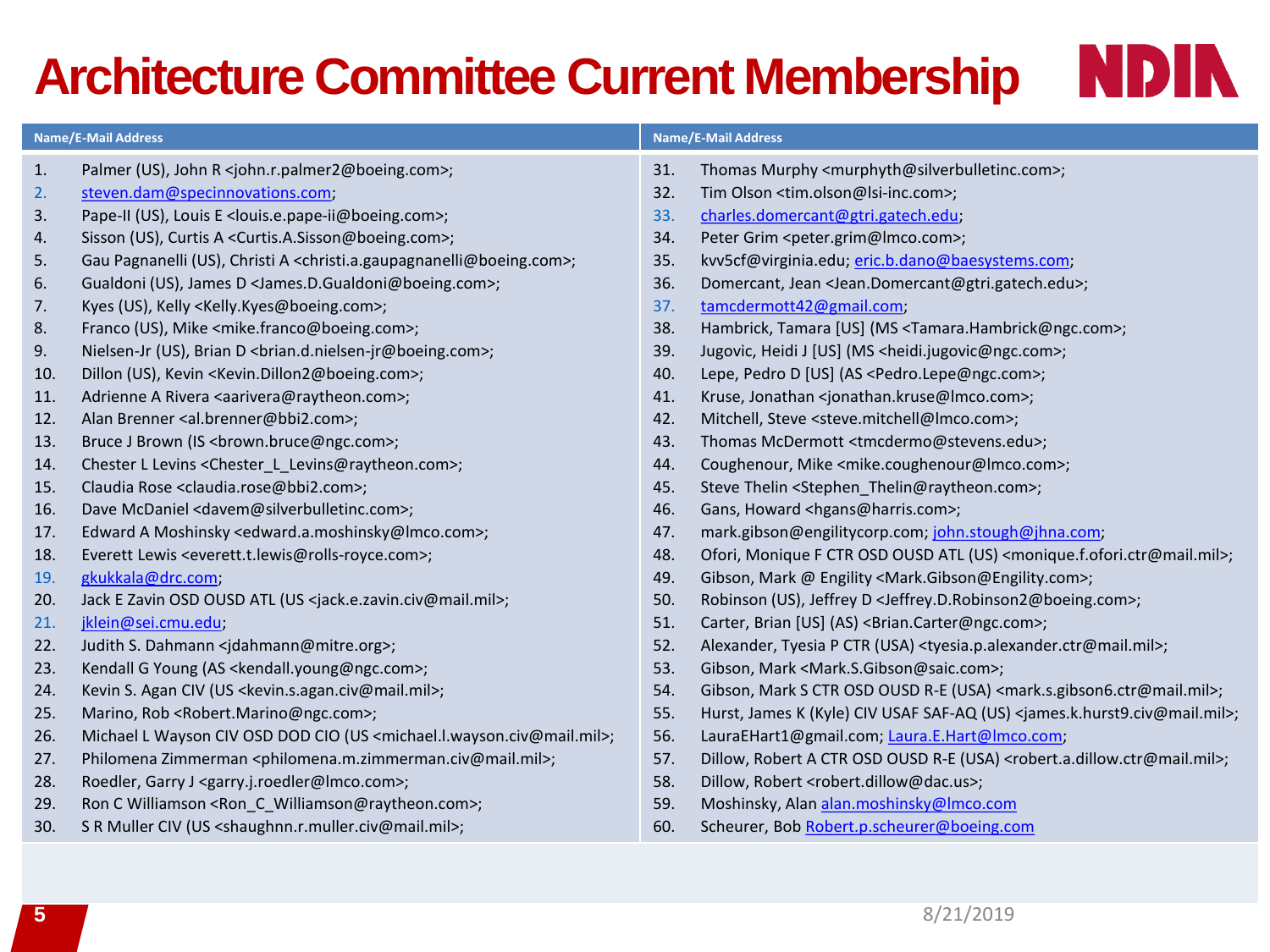# Architecture Committee Current Membership

| # | Name/E-Mail Address | # | Name/E-Mail Address |
|---|---|---|---|
| 1. | Palmer (US), John R <john.r.palmer2@boeing.com>; | 31. | Thomas Murphy <murphyth@silverbulletinc.com>; |
| 2. | steven.dam@specinnovations.com; | 32. | Tim Olson <tim.olson@lsi-inc.com>; |
| 3. | Pape-II (US), Louis E <louis.e.pape-ii@boeing.com>; | 33. | charles.domercant@gtri.gatech.edu; |
| 4. | Sisson (US), Curtis A <Curtis.A.Sisson@boeing.com>; | 34. | Peter Grim <peter.grim@lmco.com>; |
| 5. | Gau Pagnanelli (US), Christi A <christi.a.gaupagnanelli@boeing.com>; | 35. | kvv5cf@virginia.edu; eric.b.dano@baesystems.com; |
| 6. | Gualdoni (US), James D <James.D.Gualdoni@boeing.com>; | 36. | Domercant, Jean <Jean.Domercant@gtri.gatech.edu>; |
| 7. | Kyes (US), Kelly <Kelly.Kyes@boeing.com>; | 37. | tamcdermott42@gmail.com; |
| 8. | Franco (US), Mike <mike.franco@boeing.com>; | 38. | Hambrick, Tamara [US] (MS <Tamara.Hambrick@ngc.com>; |
| 9. | Nielsen-Jr (US), Brian D <brian.d.nielsen-jr@boeing.com>; | 39. | Jugovic, Heidi J [US] (MS <heidi.jugovic@ngc.com>; |
| 10. | Dillon (US), Kevin <Kevin.Dillon2@boeing.com>; | 40. | Lepe, Pedro D [US] (AS <Pedro.Lepe@ngc.com>; |
| 11. | Adrienne A Rivera <aarivera@raytheon.com>; | 41. | Kruse, Jonathan <jonathan.kruse@lmco.com>; |
| 12. | Alan Brenner <al.brenner@bbi2.com>; | 42. | Mitchell, Steve <steve.mitchell@lmco.com>; |
| 13. | Bruce J Brown (IS <brown.bruce@ngc.com>; | 43. | Thomas McDermott <tmcdermo@stevens.edu>; |
| 14. | Chester L Levins <Chester_L_Levins@raytheon.com>; | 44. | Coughenour, Mike <mike.coughenour@lmco.com>; |
| 15. | Claudia Rose <claudia.rose@bbi2.com>; | 45. | Steve Thelin <Stephen_Thelin@raytheon.com>; |
| 16. | Dave McDaniel <davem@silverbulletinc.com>; | 46. | Gans, Howard <hgans@harris.com>; |
| 17. | Edward A Moshinsky <edward.a.moshinsky@lmco.com>; | 47. | mark.gibson@engilitycorp.com; john.stough@jhna.com; |
| 18. | Everett Lewis <everett.t.lewis@rolls-royce.com>; | 48. | Ofori, Monique F CTR OSD OUSD ATL (US) <monique.f.ofori.ctr@mail.mil>; |
| 19. | gkukkala@drc.com; | 49. | Gibson, Mark @ Engility <Mark.Gibson@Engility.com>; |
| 20. | Jack E Zavin OSD OUSD ATL (US <jack.e.zavin.civ@mail.mil>; | 50. | Robinson (US), Jeffrey D <Jeffrey.D.Robinson2@boeing.com>; |
| 21. | jklein@sei.cmu.edu; | 51. | Carter, Brian [US] (AS) <Brian.Carter@ngc.com>; |
| 22. | Judith S. Dahmann <jdahmann@mitre.org>; | 52. | Alexander, Tyesia P CTR (USA) <tyesia.p.alexander.ctr@mail.mil>; |
| 23. | Kendall G Young (AS <kendall.young@ngc.com>; | 53. | Gibson, Mark <Mark.S.Gibson@saic.com>; |
| 24. | Kevin S. Agan CIV (US <kevin.s.agan.civ@mail.mil>; | 54. | Gibson, Mark S CTR OSD OUSD R-E (USA) <mark.s.gibson6.ctr@mail.mil>; |
| 25. | Marino, Rob <Robert.Marino@ngc.com>; | 55. | Hurst, James K (Kyle) CIV USAF SAF-AQ (US) <james.k.hurst9.civ@mail.mil>; |
| 26. | Michael L Wayson CIV OSD DOD CIO (US <michael.l.wayson.civ@mail.mil>; | 56. | LauraEHart1@gmail.com; Laura.E.Hart@lmco.com; |
| 27. | Philomena Zimmerman <philomena.m.zimmerman.civ@mail.mil>; | 57. | Dillow, Robert A CTR OSD OUSD R-E (USA) <robert.a.dillow.ctr@mail.mil>; |
| 28. | Roedler, Garry J <garry.j.roedler@lmco.com>; | 58. | Dillow, Robert <robert.dillow@dac.us>; |
| 29. | Ron C Williamson <Ron_C_Williamson@raytheon.com>; | 59. | Moshinsky, Alan alan.moshinsky@lmco.com |
| 30. | S R Muller CIV (US <shaughnn.r.muller.civ@mail.mil>; | 60. | Scheurer, Bob Robert.p.scheurer@boeing.com |

8/21/2019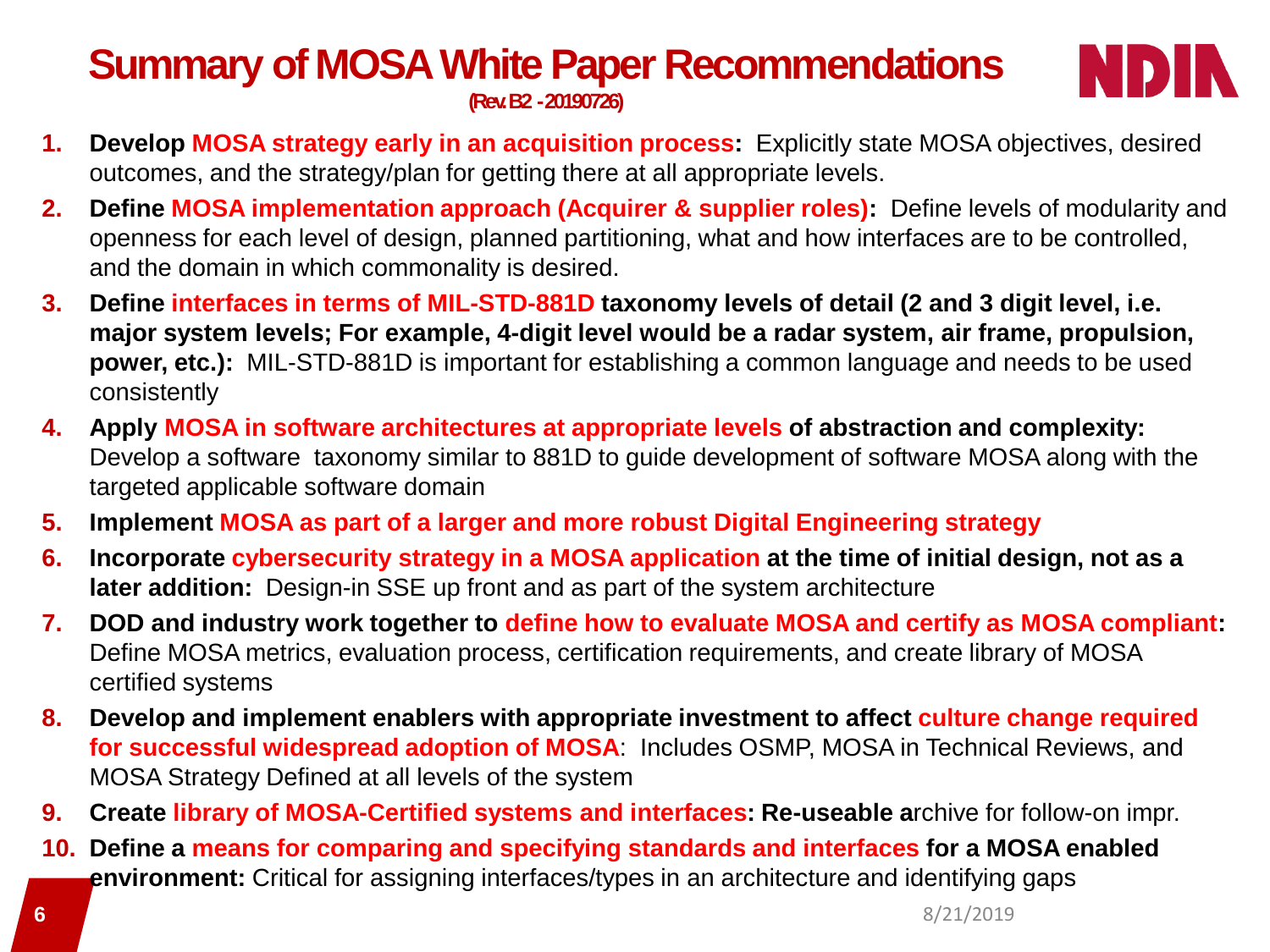# Summary of MOSA White Paper Recommendations

(Rev. B2 - 20190726)

1. **Develop MOSA strategy early in an acquisition process:** Explicitly state MOSA objectives, desired outcomes, and the strategy/plan for getting there at all appropriate levels.
2. **Define MOSA implementation approach (Acquirer & supplier roles):** Define levels of modularity and openness for each level of design, planned partitioning, what and how interfaces are to be controlled, and the domain in which commonality is desired.
3. **Define interfaces in terms of MIL-STD-881D taxonomy levels of detail (2 and 3 digit level, i.e. major system levels; For example, 4-digit level would be a radar system, air frame, propulsion, power, etc.):** MIL-STD-881D is important for establishing a common language and needs to be used consistently
4. **Apply MOSA in software architectures at appropriate levels of abstraction and complexity:** Develop a software taxonomy similar to 881D to guide development of software MOSA along with the targeted applicable software domain
5. **Implement MOSA as part of a larger and more robust Digital Engineering strategy**
6. **Incorporate cybersecurity strategy in a MOSA application at the time of initial design, not as a later addition:** Design-in SSE up front and as part of the system architecture
7. **DOD and industry work together to define how to evaluate MOSA and certify as MOSA compliant:** Define MOSA metrics, evaluation process, certification requirements, and create library of MOSA certified systems
8. **Develop and implement enablers with appropriate investment to affect culture change required for successful widespread adoption of MOSA**: Includes OSMP, MOSA in Technical Reviews, and MOSA Strategy Defined at all levels of the system
9. **Create library of MOSA-Certified systems and interfaces: Re-useable a**rchive for follow-on impr.
10. **Define a means for comparing and specifying standards and interfaces for a MOSA enabled environment:** Critical for assigning interfaces/types in an architecture and identifying gaps

8/21/2019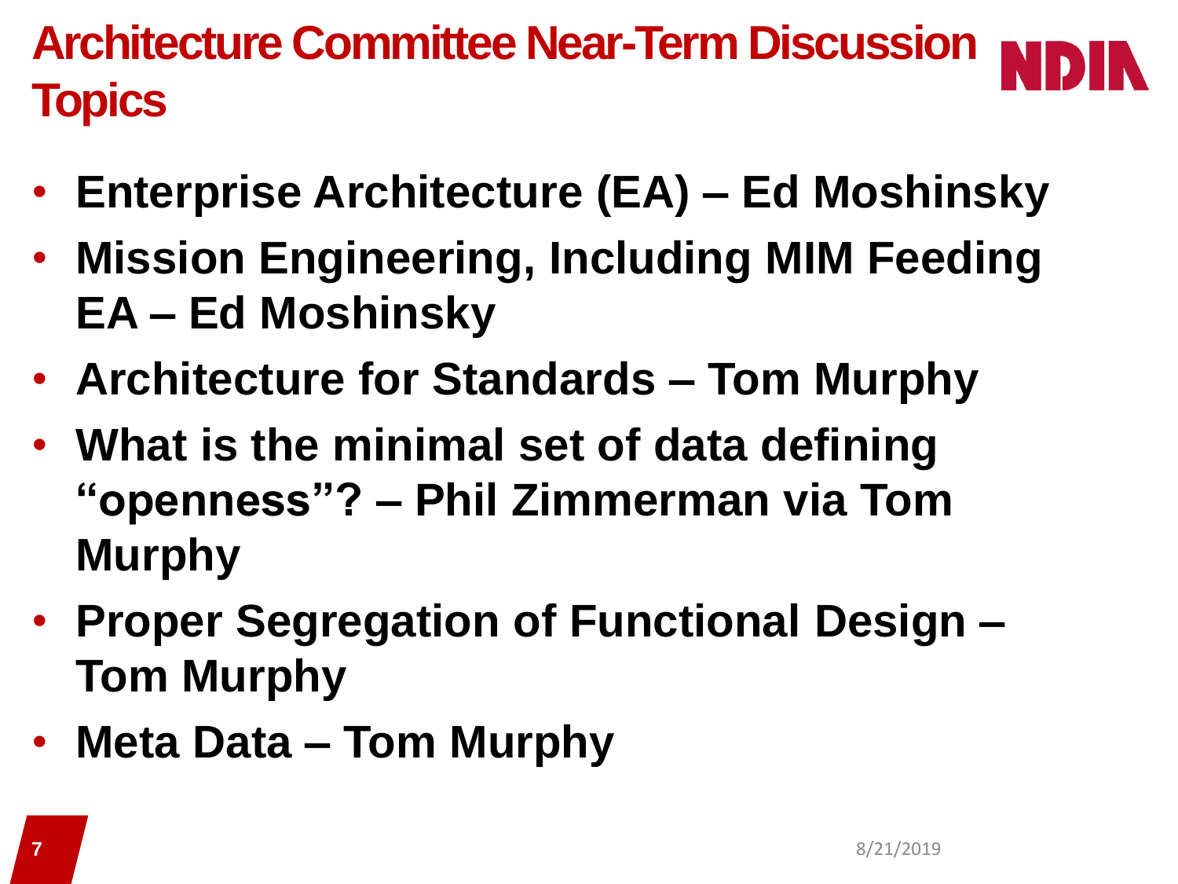# Architecture Committee Near-Term Discussion Topics

- **Enterprise Architecture (EA) – Ed Moshinsky**
- **Mission Engineering, Including MIM Feeding EA – Ed Moshinsky**
- **Architecture for Standards – Tom Murphy**
- **What is the minimal set of data defining "openness"? – Phil Zimmerman via Tom Murphy**
- **Proper Segregation of Functional Design – Tom Murphy**
- **Meta Data – Tom Murphy**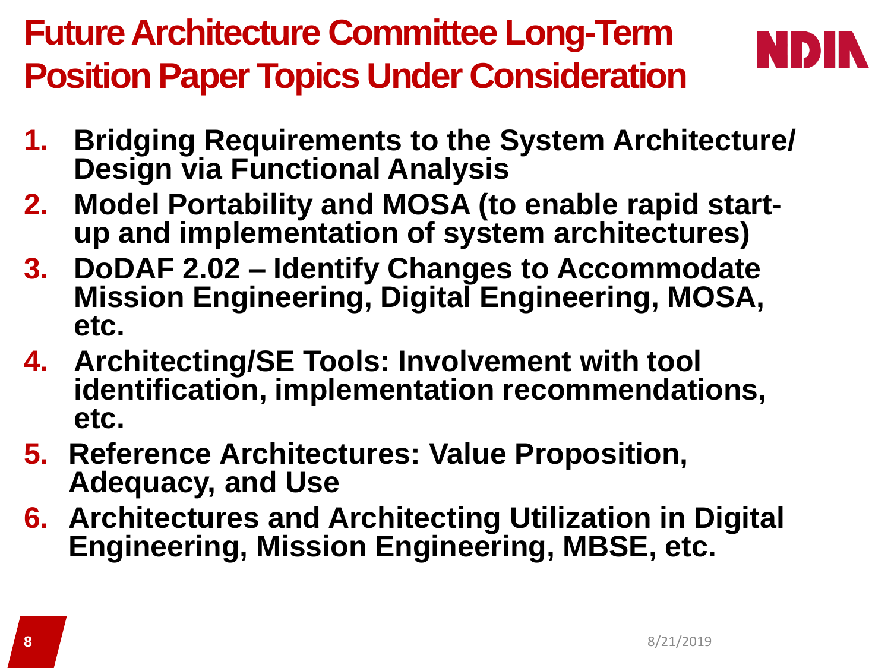# Future Architecture Committee Long-Term Position Paper Topics Under Consideration

1. **Bridging Requirements to the System Architecture/ Design via Functional Analysis**
2. **Model Portability and MOSA (to enable rapid start-up and implementation of system architectures)**
3. **DoDAF 2.02 – Identify Changes to Accommodate Mission Engineering, Digital Engineering, MOSA, etc.**
4. **Architecting/SE Tools: Involvement with tool identification, implementation recommendations, etc.**
5. **Reference Architectures: Value Proposition, Adequacy, and Use**
6. **Architectures and Architecting Utilization in Digital Engineering, Mission Engineering, MBSE, etc.**